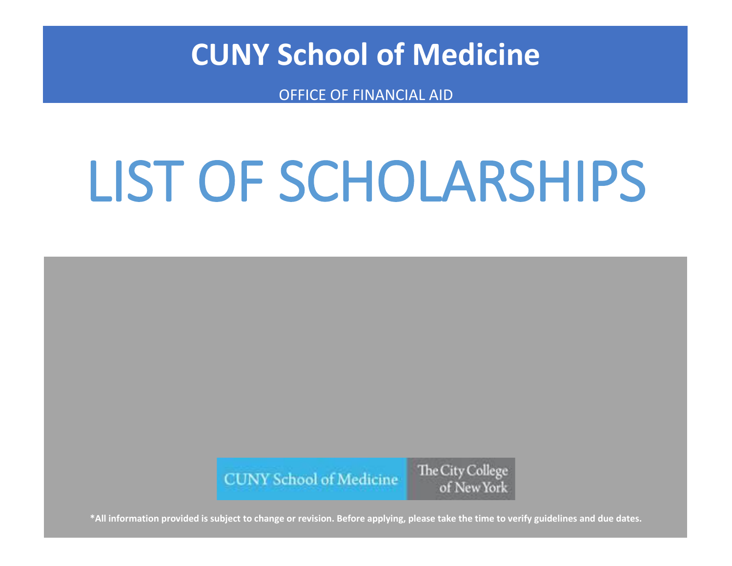# CUNY School of Medicine

OFFICE OF FINANCIAL AID

# LIST OF SCHOLARSHIPS

CUNY School of Medicine The City College of New York

**\*All information provided is subject to change or revision. Before applying, please take the time to verify guidelines and due dates.**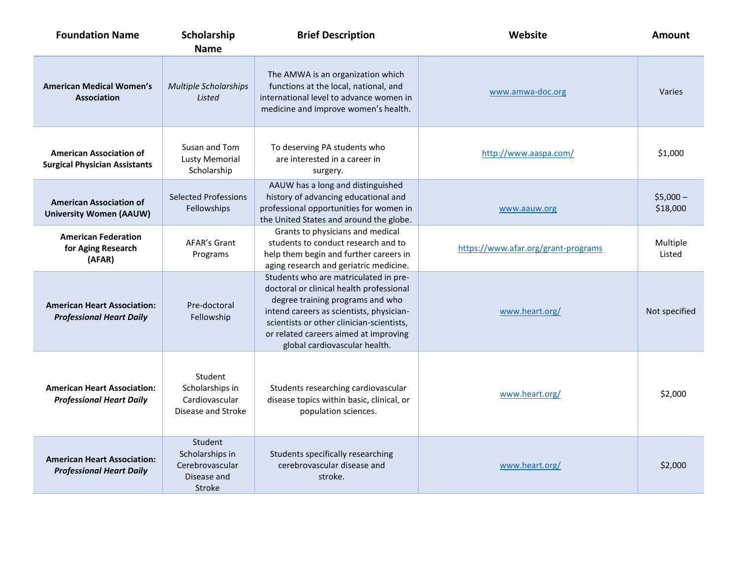| Foundation Name | Scholarship Name | Brief Description | Website | Amount |
|---|---|---|---|---|
| **American Medical Women's Association** | *Multiple Scholarships Listed* | The AMWA is an organization which functions at the local, national, and international level to advance women in medicine and improve women's health. | www.amwa-doc.org | Varies |
| **American Association of Surgical Physician Assistants** | Susan and Tom Lusty Memorial Scholarship | To deserving PA students who are interested in a career in surgery. | http://www.aaspa.com/ | $1,000 |
| **American Association of University Women (AAUW)** | Selected Professions Fellowships | AAUW has a long and distinguished history of advancing educational and professional opportunities for women in the United States and around the globe. | www.aauw.org | $5,000 – $18,000 |
| **American Federation for Aging Research (AFAR)** | AFAR's Grant Programs | Grants to physicians and medical students to conduct research and to help them begin and further careers in aging research and geriatric medicine. | https://www.afar.org/grant-programs | Multiple Listed |
| **American Heart Association: *Professional Heart Daily*** | Pre-doctoral Fellowship | Students who are matriculated in pre-doctoral or clinical health professional degree training programs and who intend careers as scientists, physician-scientists or other clinician-scientists, or related careers aimed at improving global cardiovascular health. | www.heart.org/ | Not specified |
| **American Heart Association: *Professional Heart Daily*** | Student Scholarships in Cardiovascular Disease and Stroke | Students researching cardiovascular disease topics within basic, clinical, or population sciences. | www.heart.org/ | $2,000 |
| **American Heart Association: *Professional Heart Daily*** | Student Scholarships in Cerebrovascular Disease and Stroke | Students specifically researching cerebrovascular disease and stroke. | www.heart.org/ | $2,000 |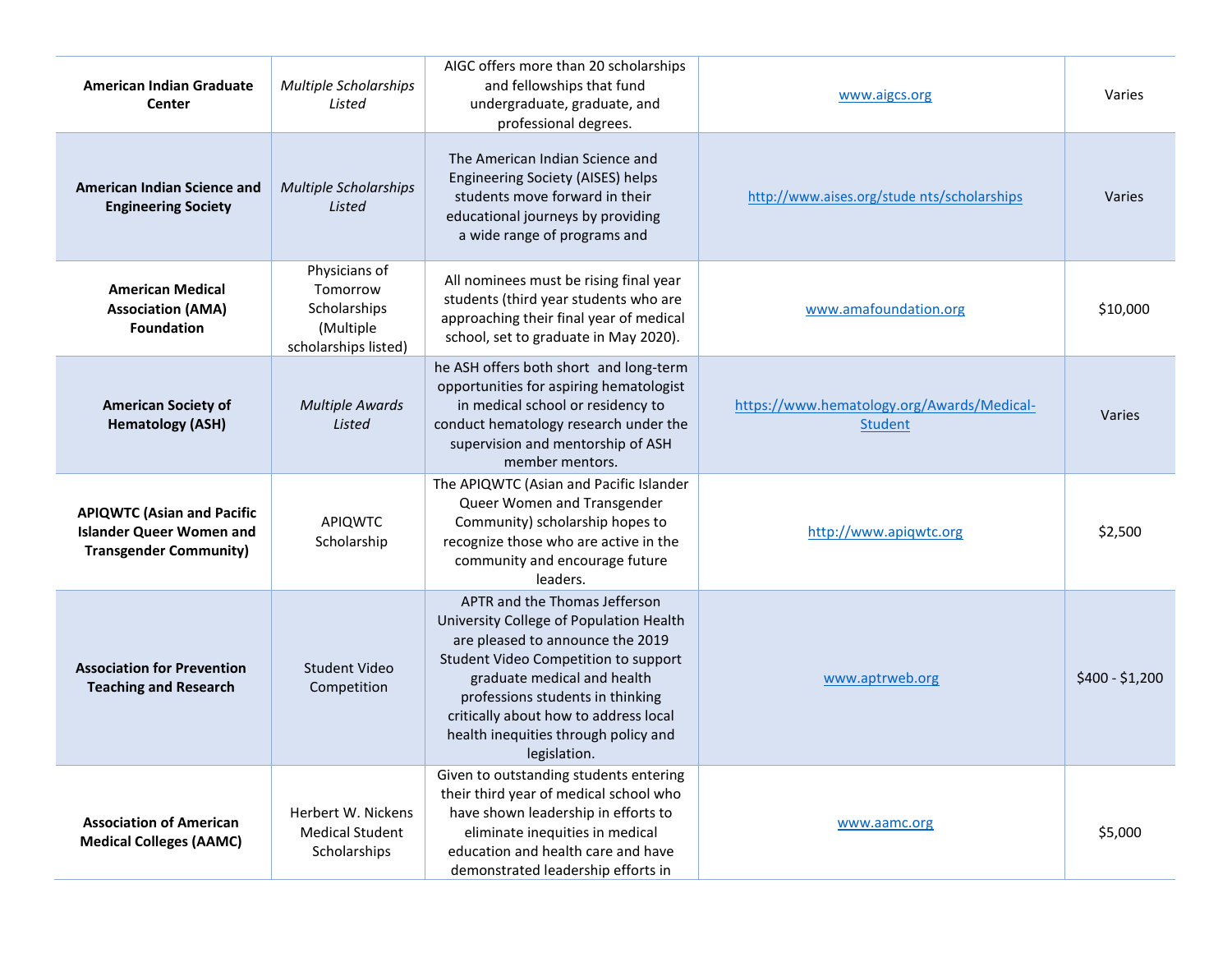| | | | | |
|---|---|---|---|---|
| **American Indian Graduate Center** | *Multiple Scholarships Listed* | AIGC offers more than 20 scholarships and fellowships that fund undergraduate, graduate, and professional degrees. | www.aigcs.org | Varies |
| **American Indian Science and Engineering Society** | *Multiple Scholarships Listed* | The American Indian Science and Engineering Society (AISES) helps students move forward in their educational journeys by providing a wide range of programs and | http://www.aises.org/stude nts/scholarships | Varies |
| **American Medical Association (AMA) Foundation** | Physicians of Tomorrow Scholarships (Multiple scholarships listed) | All nominees must be rising final year students (third year students who are approaching their final year of medical school, set to graduate in May 2020). | www.amafoundation.org | $10,000 |
| **American Society of Hematology (ASH)** | *Multiple Awards Listed* | he ASH offers both short and long-term opportunities for aspiring hematologist in medical school or residency to conduct hematology research under the supervision and mentorship of ASH member mentors. | https://www.hematology.org/Awards/Medical-Student | Varies |
| **APIQWTC (Asian and Pacific Islander Queer Women and Transgender Community)** | APIQWTC Scholarship | The APIQWTC (Asian and Pacific Islander Queer Women and Transgender Community) scholarship hopes to recognize those who are active in the community and encourage future leaders. | http://www.apiqwtc.org | $2,500 |
| **Association for Prevention Teaching and Research** | Student Video Competition | APTR and the Thomas Jefferson University College of Population Health are pleased to announce the 2019 Student Video Competition to support graduate medical and health professions students in thinking critically about how to address local health inequities through policy and legislation. | www.aptrweb.org | $400 - $1,200 |
| **Association of American Medical Colleges (AAMC)** | Herbert W. Nickens Medical Student Scholarships | Given to outstanding students entering their third year of medical school who have shown leadership in efforts to eliminate inequities in medical education and health care and have demonstrated leadership efforts in | www.aamc.org | $5,000 |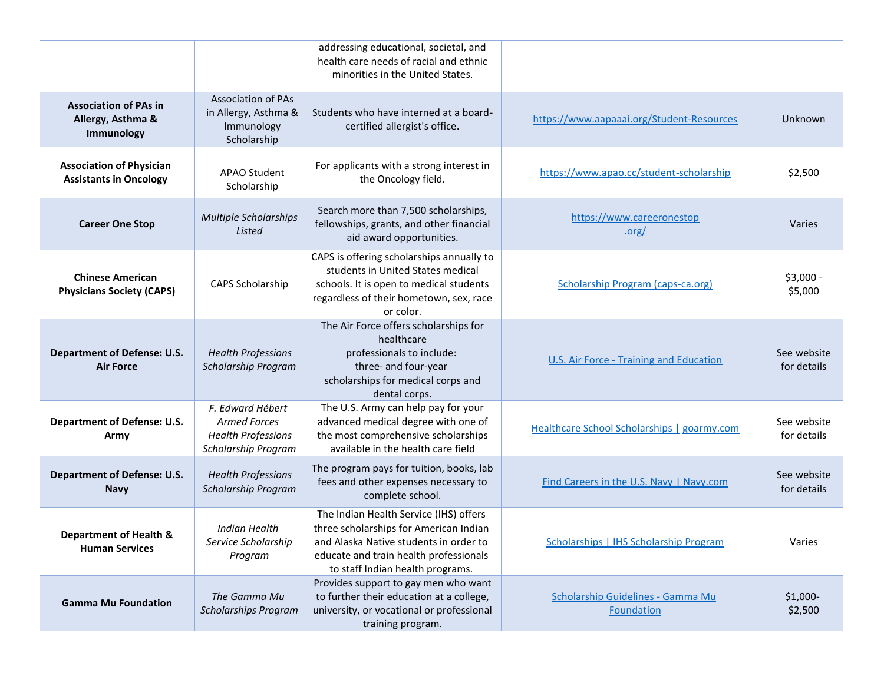| | | | | |
|---|---|---|---|---|
| | | addressing educational, societal, and health care needs of racial and ethnic minorities in the United States. | | |
| **Association of PAs in Allergy, Asthma & Immunology** | Association of PAs in Allergy, Asthma & Immunology Scholarship | Students who have interned at a board-certified allergist's office. | https://www.aapaaai.org/Student-Resources | Unknown |
| **Association of Physician Assistants in Oncology** | APAO Student Scholarship | For applicants with a strong interest in the Oncology field. | https://www.apao.cc/student-scholarship | $2,500 |
| **Career One Stop** | *Multiple Scholarships Listed* | Search more than 7,500 scholarships, fellowships, grants, and other financial aid award opportunities. | https://www.careeronestop.org/ | Varies |
| **Chinese American Physicians Society (CAPS)** | CAPS Scholarship | CAPS is offering scholarships annually to students in United States medical schools. It is open to medical students regardless of their hometown, sex, race or color. | Scholarship Program (caps-ca.org) | $3,000 - $5,000 |
| **Department of Defense: U.S. Air Force** | *Health Professions Scholarship Program* | The Air Force offers scholarships for healthcare professionals to include: three- and four-year scholarships for medical corps and dental corps. | U.S. Air Force - Training and Education | See website for details |
| **Department of Defense: U.S. Army** | *F. Edward Hébert Armed Forces Health Professions Scholarship Program* | The U.S. Army can help pay for your advanced medical degree with one of the most comprehensive scholarships available in the health care field | Healthcare School Scholarships \| goarmy.com | See website for details |
| **Department of Defense: U.S. Navy** | *Health Professions Scholarship Program* | The program pays for tuition, books, lab fees and other expenses necessary to complete school. | Find Careers in the U.S. Navy \| Navy.com | See website for details |
| **Department of Health & Human Services** | *Indian Health Service Scholarship Program* | The Indian Health Service (IHS) offers three scholarships for American Indian and Alaska Native students in order to educate and train health professionals to staff Indian health programs. | Scholarships \| IHS Scholarship Program | Varies |
| **Gamma Mu Foundation** | *The Gamma Mu Scholarships Program* | Provides support to gay men who want to further their education at a college, university, or vocational or professional training program. | Scholarship Guidelines - Gamma Mu Foundation | $1,000-$2,500 |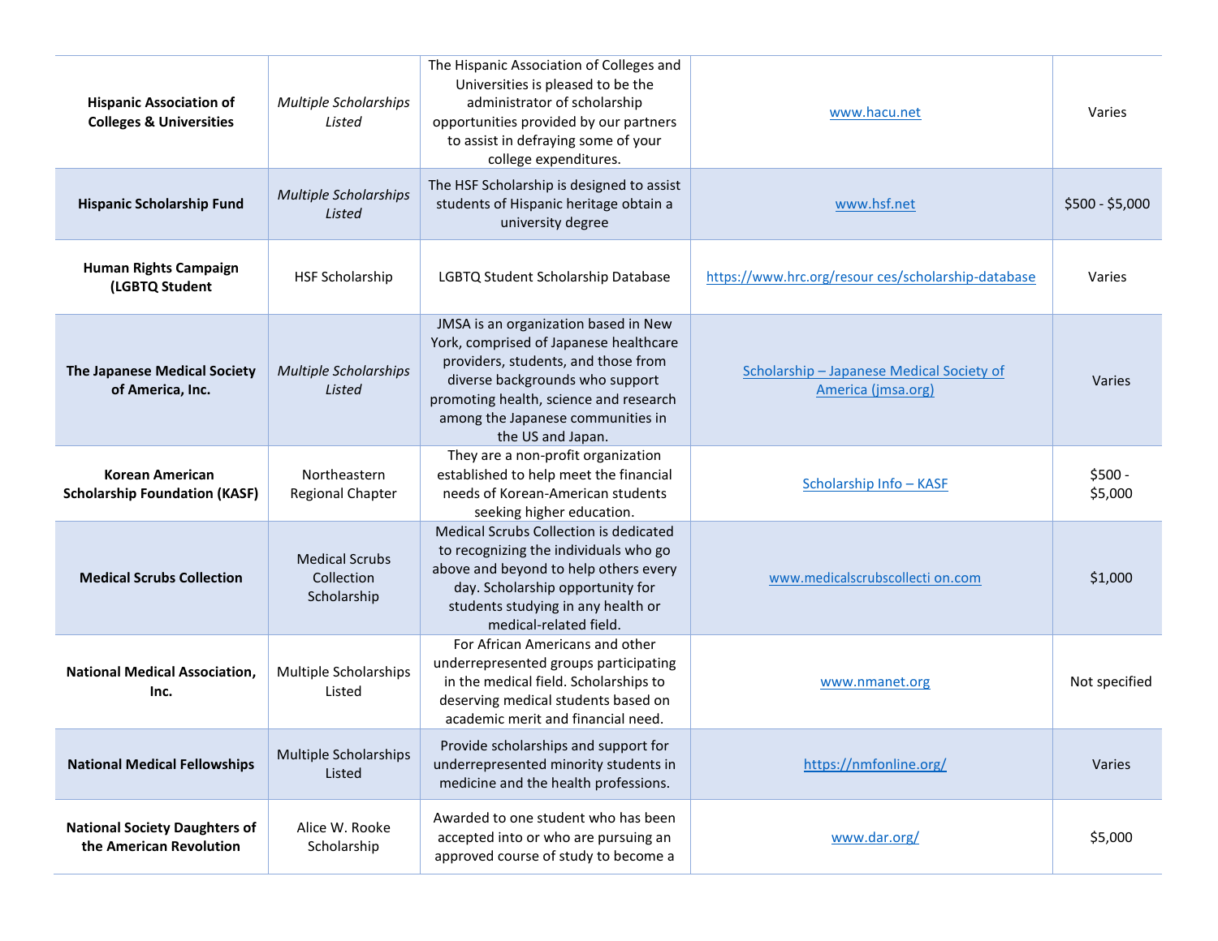| | | | | |
|---|---|---|---|---|
| **Hispanic Association of Colleges & Universities** | *Multiple Scholarships Listed* | The Hispanic Association of Colleges and Universities is pleased to be the administrator of scholarship opportunities provided by our partners to assist in defraying some of your college expenditures. | [www.hacu.net](www.hacu.net) | Varies |
| **Hispanic Scholarship Fund** | *Multiple Scholarships Listed* | The HSF Scholarship is designed to assist students of Hispanic heritage obtain a university degree | [www.hsf.net](www.hsf.net) | $500 - $5,000 |
| **Human Rights Campaign (LGBTQ Student** | HSF Scholarship | LGBTQ Student Scholarship Database | [https://www.hrc.org/resour ces/scholarship-database](https://www.hrc.org/resources/scholarship-database) | Varies |
| **The Japanese Medical Society of America, Inc.** | *Multiple Scholarships Listed* | JMSA is an organization based in New York, comprised of Japanese healthcare providers, students, and those from diverse backgrounds who support promoting health, science and research among the Japanese communities in the US and Japan. | [Scholarship – Japanese Medical Society of America (jmsa.org)](jmsa.org) | Varies |
| **Korean American Scholarship Foundation (KASF)** | Northeastern Regional Chapter | They are a non-profit organization established to help meet the financial needs of Korean-American students seeking higher education. | Scholarship Info – KASF | $500 - $5,000 |
| **Medical Scrubs Collection** | Medical Scrubs Collection Scholarship | Medical Scrubs Collection is dedicated to recognizing the individuals who go above and beyond to help others every day. Scholarship opportunity for students studying in any health or medical-related field. | [www.medicalscrubscollecti on.com](www.medicalscrubscollection.com) | $1,000 |
| **National Medical Association, Inc.** | Multiple Scholarships Listed | For African Americans and other underrepresented groups participating in the medical field. Scholarships to deserving medical students based on academic merit and financial need. | [www.nmanet.org](www.nmanet.org) | Not specified |
| **National Medical Fellowships** | Multiple Scholarships Listed | Provide scholarships and support for underrepresented minority students in medicine and the health professions. | [https://nmfonline.org/](https://nmfonline.org/) | Varies |
| **National Society Daughters of the American Revolution** | Alice W. Rooke Scholarship | Awarded to one student who has been accepted into or who are pursuing an approved course of study to become a | [www.dar.org/](www.dar.org/) | $5,000 |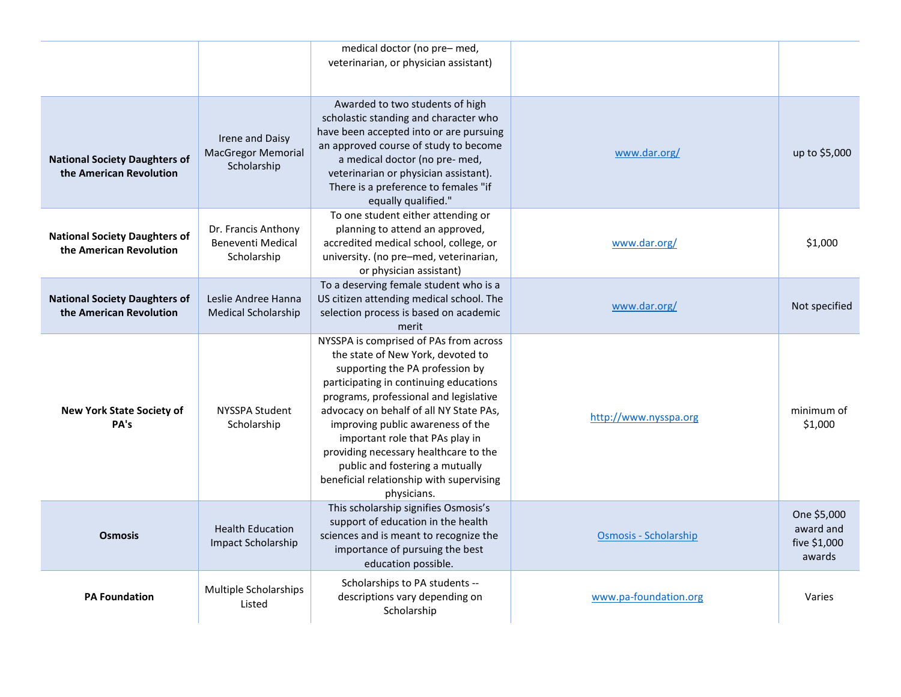| | | | | |
|---|---|---|---|---|
| | | medical doctor (no pre– med, veterinarian, or physician assistant) | | |
| **National Society Daughters of the American Revolution** | Irene and Daisy MacGregor Memorial Scholarship | Awarded to two students of high scholastic standing and character who have been accepted into or are pursuing an approved course of study to become a medical doctor (no pre- med, veterinarian or physician assistant). There is a preference to females "if equally qualified." | www.dar.org/ | up to $5,000 |
| **National Society Daughters of the American Revolution** | Dr. Francis Anthony Beneventi Medical Scholarship | To one student either attending or planning to attend an approved, accredited medical school, college, or university. (no pre–med, veterinarian, or physician assistant) | www.dar.org/ | $1,000 |
| **National Society Daughters of the American Revolution** | Leslie Andree Hanna Medical Scholarship | To a deserving female student who is a US citizen attending medical school. The selection process is based on academic merit | www.dar.org/ | Not specified |
| **New York State Society of PA's** | NYSSPA Student Scholarship | NYSSPA is comprised of PAs from across the state of New York, devoted to supporting the PA profession by participating in continuing educations programs, professional and legislative advocacy on behalf of all NY State PAs, improving public awareness of the important role that PAs play in providing necessary healthcare to the public and fostering a mutually beneficial relationship with supervising physicians. | http://www.nysspa.org | minimum of $1,000 |
| **Osmosis** | Health Education Impact Scholarship | This scholarship signifies Osmosis's support of education in the health sciences and is meant to recognize the importance of pursuing the best education possible. | Osmosis - Scholarship | One $5,000 award and five $1,000 awards |
| **PA Foundation** | Multiple Scholarships Listed | Scholarships to PA students -- descriptions vary depending on Scholarship | www.pa-foundation.org | Varies |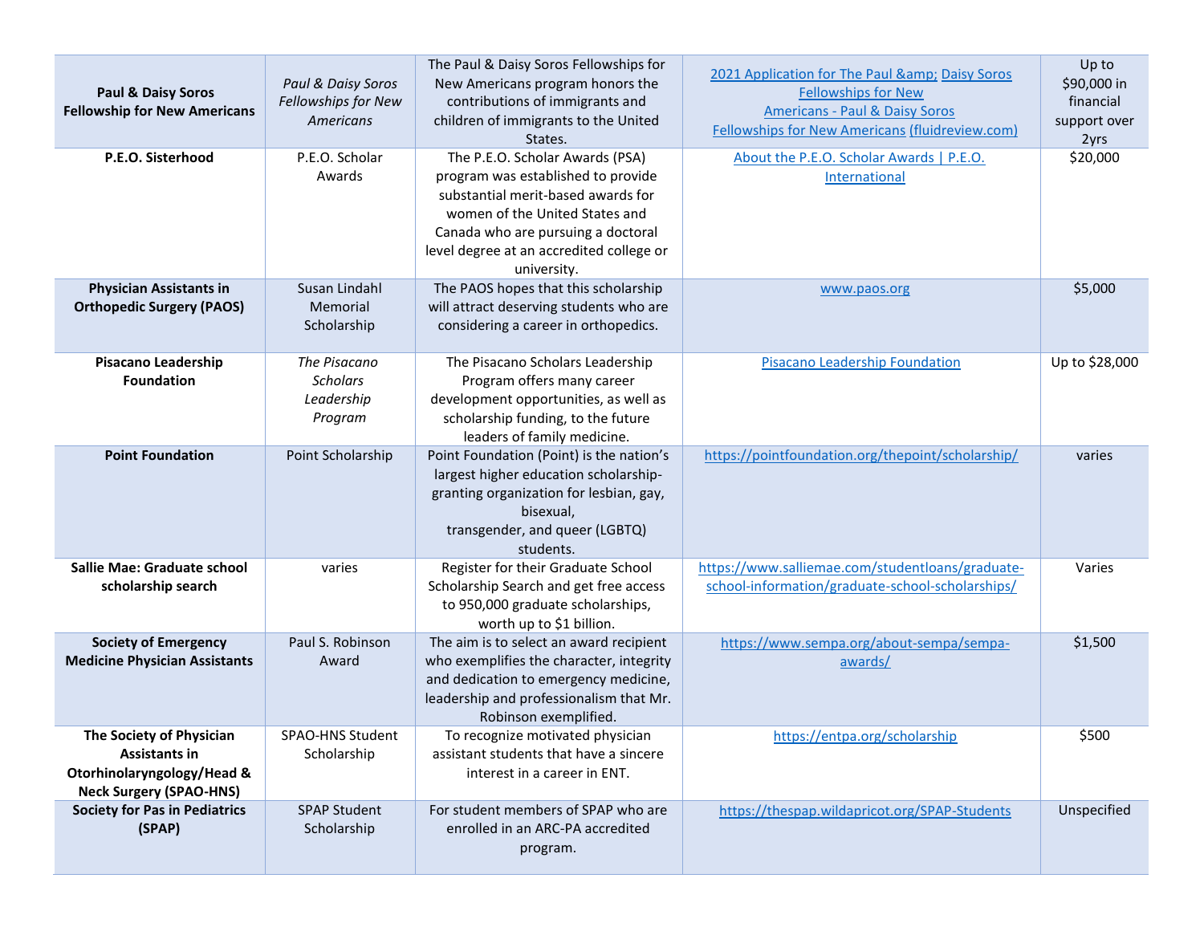| **Paul & Daisy Soros Fellowship for New Americans** | *Paul & Daisy Soros Fellowships for New Americans* | The Paul & Daisy Soros Fellowships for New Americans program honors the contributions of immigrants and children of immigrants to the United States. | 2021 Application for The Paul &amp; Daisy Soros Fellowships for New Americans - Paul & Daisy Soros Fellowships for New Americans (fluidreview.com) | Up to $90,000 in financial support over 2yrs |
|---|---|---|---|---|
| **P.E.O. Sisterhood** | P.E.O. Scholar Awards | The P.E.O. Scholar Awards (PSA) program was established to provide substantial merit-based awards for women of the United States and Canada who are pursuing a doctoral level degree at an accredited college or university. | About the P.E.O. Scholar Awards \| P.E.O. International | $20,000 |
| **Physician Assistants in Orthopedic Surgery (PAOS)** | Susan Lindahl Memorial Scholarship | The PAOS hopes that this scholarship will attract deserving students who are considering a career in orthopedics. | www.paos.org | $5,000 |
| **Pisacano Leadership Foundation** | *The Pisacano Scholars Leadership Program* | The Pisacano Scholars Leadership Program offers many career development opportunities, as well as scholarship funding, to the future leaders of family medicine. | Pisacano Leadership Foundation | Up to $28,000 |
| **Point Foundation** | Point Scholarship | Point Foundation (Point) is the nation's largest higher education scholarship-granting organization for lesbian, gay, bisexual, transgender, and queer (LGBTQ) students. | https://pointfoundation.org/thepoint/scholarship/ | varies |
| **Sallie Mae: Graduate school scholarship search** | varies | Register for their Graduate School Scholarship Search and get free access to 950,000 graduate scholarships, worth up to $1 billion. | https://www.salliemae.com/studentloans/graduate-school-information/graduate-school-scholarships/ | Varies |
| **Society of Emergency Medicine Physician Assistants** | Paul S. Robinson Award | The aim is to select an award recipient who exemplifies the character, integrity and dedication to emergency medicine, leadership and professionalism that Mr. Robinson exemplified. | https://www.sempa.org/about-sempa/sempa-awards/ | $1,500 |
| **The Society of Physician Assistants in Otorhinolaryngology/Head & Neck Surgery (SPAO-HNS)** | SPAO-HNS Student Scholarship | To recognize motivated physician assistant students that have a sincere interest in a career in ENT. | https://entpa.org/scholarship | $500 |
| **Society for Pas in Pediatrics (SPAP)** | SPAP Student Scholarship | For student members of SPAP who are enrolled in an ARC-PA accredited program. | https://thespap.wildapricot.org/SPAP-Students | Unspecified |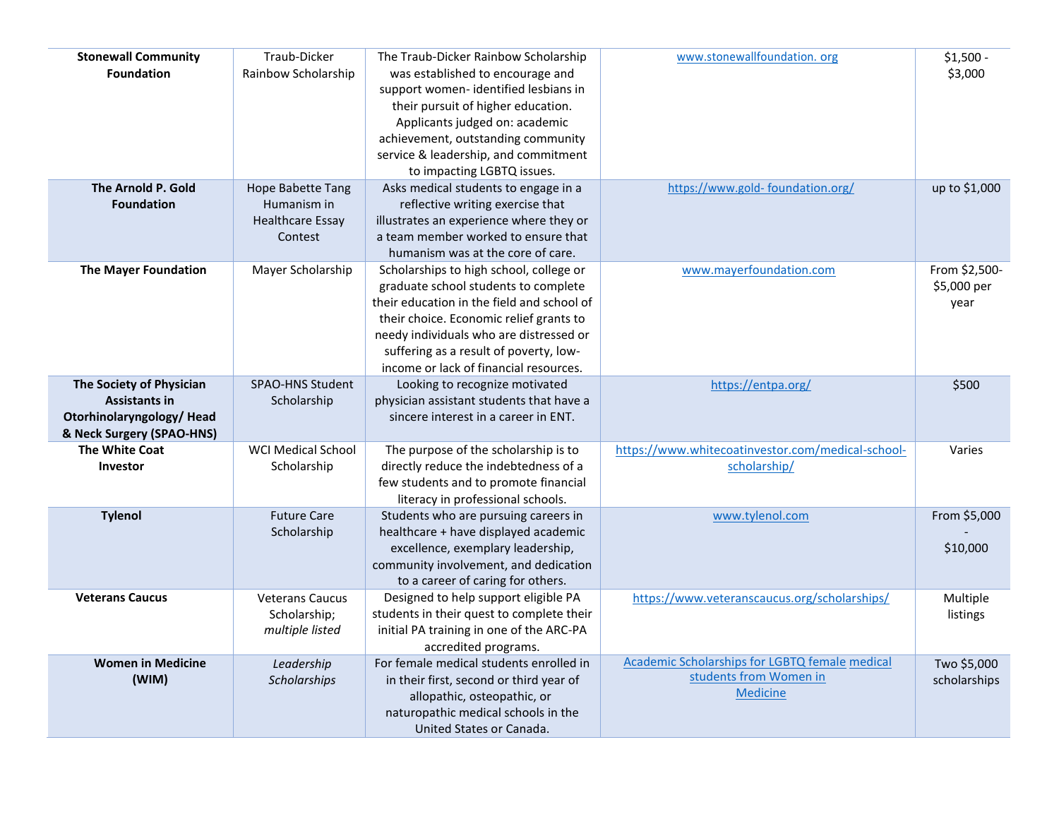| | | | | |
|---|---|---|---|---|
| **Stonewall Community Foundation** | Traub-Dicker Rainbow Scholarship | The Traub-Dicker Rainbow Scholarship was established to encourage and support women- identified lesbians in their pursuit of higher education. Applicants judged on: academic achievement, outstanding community service & leadership, and commitment to impacting LGBTQ issues. | www.stonewallfoundation. org | $1,500 - $3,000 |
| **The Arnold P. Gold Foundation** | Hope Babette Tang Humanism in Healthcare Essay Contest | Asks medical students to engage in a reflective writing exercise that illustrates an experience where they or a team member worked to ensure that humanism was at the core of care. | https://www.gold- foundation.org/ | up to $1,000 |
| **The Mayer Foundation** | Mayer Scholarship | Scholarships to high school, college or graduate school students to complete their education in the field and school of their choice. Economic relief grants to needy individuals who are distressed or suffering as a result of poverty, low-income or lack of financial resources. | www.mayerfoundation.com | From $2,500-$5,000 per year |
| **The Society of Physician Assistants in Otorhinolaryngology/ Head & Neck Surgery (SPAO-HNS)** | SPAO-HNS Student Scholarship | Looking to recognize motivated physician assistant students that have a sincere interest in a career in ENT. | https://entpa.org/ | $500 |
| **The White Coat Investor** | WCI Medical School Scholarship | The purpose of the scholarship is to directly reduce the indebtedness of a few students and to promote financial literacy in professional schools. | https://www.whitecoatinvestor.com/medical-school-scholarship/ | Varies |
| **Tylenol** | Future Care Scholarship | Students who are pursuing careers in healthcare + have displayed academic excellence, exemplary leadership, community involvement, and dedication to a career of caring for others. | www.tylenol.com | From $5,000 - $10,000 |
| **Veterans Caucus** | Veterans Caucus Scholarship; *multiple listed* | Designed to help support eligible PA students in their quest to complete their initial PA training in one of the ARC-PA accredited programs. | https://www.veteranscaucus.org/scholarships/ | Multiple listings |
| **Women in Medicine (WIM)** | *Leadership Scholarships* | For female medical students enrolled in in their first, second or third year of allopathic, osteopathic, or naturopathic medical schools in the United States or Canada. | Academic Scholarships for LGBTQ female medical students from Women in Medicine | Two $5,000 scholarships |